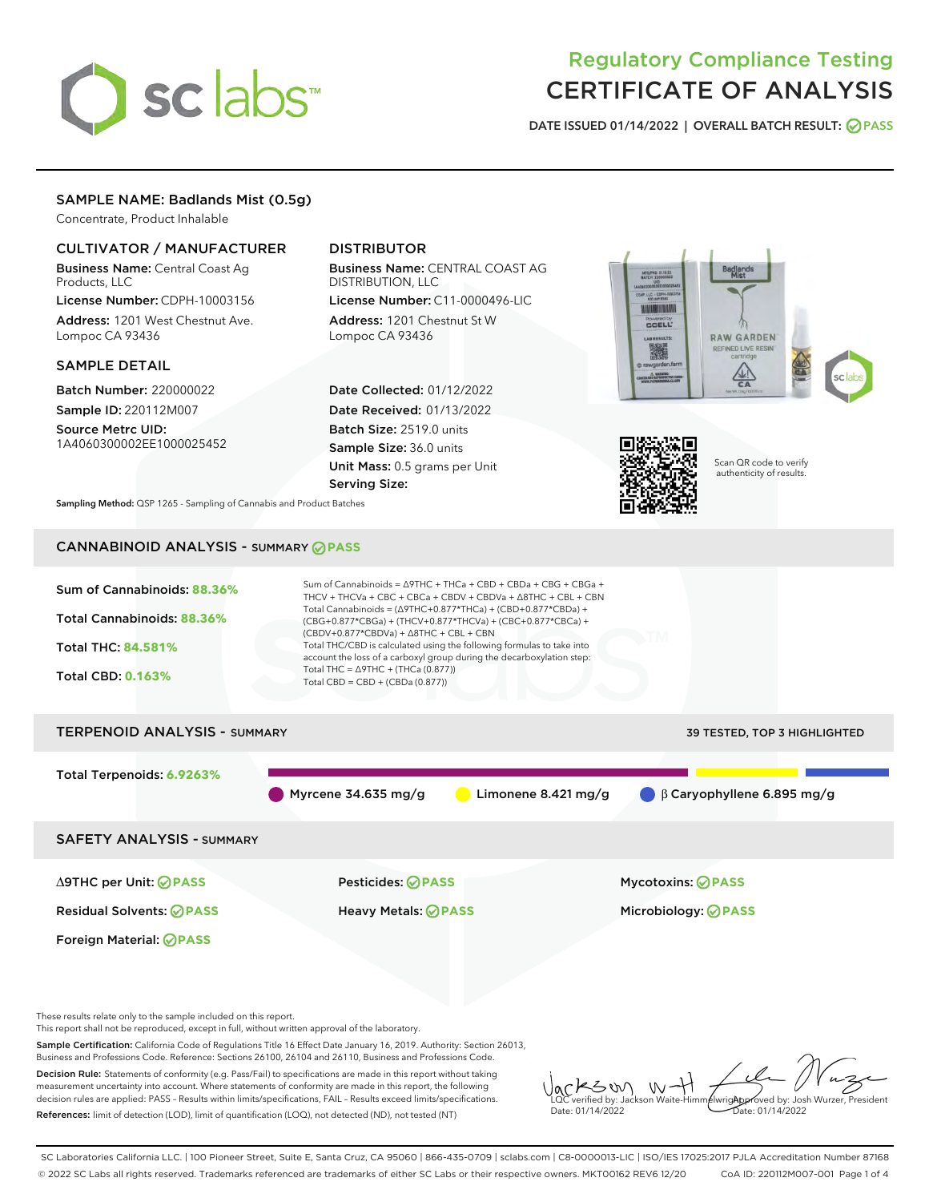# Regulatory Compliance Testing
# CERTIFICATE OF ANALYSIS

DATE ISSUED 01/14/2022 | OVERALL BATCH RESULT: PASS

## SAMPLE NAME: Badlands Mist (0.5g)

Concentrate, Product Inhalable

### CULTIVATOR / MANUFACTURER

**Business Name:** Central Coast Ag Products, LLC
**License Number:** CDPH-10003156
**Address:** 1201 West Chestnut Ave. Lompoc CA 93436

### DISTRIBUTOR

**Business Name:** CENTRAL COAST AG DISTRIBUTION, LLC
**License Number:** C11-0000496-LIC
**Address:** 1201 Chestnut St W Lompoc CA 93436

### SAMPLE DETAIL

**Batch Number:** 220000022
**Sample ID:** 220112M007
**Source Metrc UID:** 1A4060300002EE1000025452

**Date Collected:** 01/12/2022
**Date Received:** 01/13/2022
**Batch Size:** 2519.0 units
**Sample Size:** 36.0 units
**Unit Mass:** 0.5 grams per Unit
**Serving Size:**

Scan QR code to verify authenticity of results.

**Sampling Method:** QSP 1265 - Sampling of Cannabis and Product Batches

## CANNABINOID ANALYSIS - SUMMARY PASS

**Sum of Cannabinoids:** 88.36%
**Total Cannabinoids:** 88.36%
**Total THC:** 84.581%
**Total CBD:** 0.163%

Sum of Cannabinoids = Δ9THC + THCa + CBD + CBDa + CBG + CBGa + THCV + THCVa + CBC + CBCa + CBDV + CBDVa + Δ8THC + CBL + CBN
Total Cannabinoids = (Δ9THC+0.877*THCa) + (CBD+0.877*CBDa) + (CBG+0.877*CBGa) + (THCV+0.877*THCVa) + (CBC+0.877*CBCa) + (CBDV+0.877*CBDVa) + Δ8THC + CBL + CBN
Total THC/CBD is calculated using the following formulas to take into account the loss of a carboxyl group during the decarboxylation step:
Total THC = Δ9THC + (THCa (0.877))
Total CBD = CBD + (CBDa (0.877))

## TERPENOID ANALYSIS - SUMMARY

39 TESTED, TOP 3 HIGHLIGHTED

**Total Terpenoids:** 6.9263%

Myrcene 34.635 mg/g | Limonene 8.421 mg/g | β Caryophyllene 6.895 mg/g

## SAFETY ANALYSIS - SUMMARY

| | | |
|---|---|---|
| Δ9THC per Unit: PASS | Pesticides: PASS | Mycotoxins: PASS |
| Residual Solvents: PASS | Heavy Metals: PASS | Microbiology: PASS |
| Foreign Material: PASS | | |

These results relate only to the sample included on this report.
This report shall not be reproduced, except in full, without written approval of the laboratory.

**Sample Certification:** California Code of Regulations Title 16 Effect Date January 16, 2019. Authority: Section 26013, Business and Professions Code. Reference: Sections 26100, 26104 and 26110, Business and Professions Code.

**Decision Rule:** Statements of conformity (e.g. Pass/Fail) to specifications are made in this report without taking measurement uncertainty into account. Where statements of conformity are made in this report, the following decision rules are applied: PASS – Results within limits/specifications, FAIL – Results exceed limits/specifications.

**References:** limit of detection (LOD), limit of quantification (LOQ), not detected (ND), not tested (NT)

LQC verified by: Jackson Waite-Himmelwright
Date: 01/14/2022

Approved by: Josh Wurzer, President
Date: 01/14/2022

SC Laboratories California LLC. | 100 Pioneer Street, Suite E, Santa Cruz, CA 95060 | 866-435-0709 | sclabs.com | C8-0000013-LIC | ISO/IES 17025:2017 PJLA Accreditation Number 87168
© 2022 SC Labs all rights reserved. Trademarks referenced are trademarks of either SC Labs or their respective owners. MKT00162 REV6 12/20 CoA ID: 220112M007-001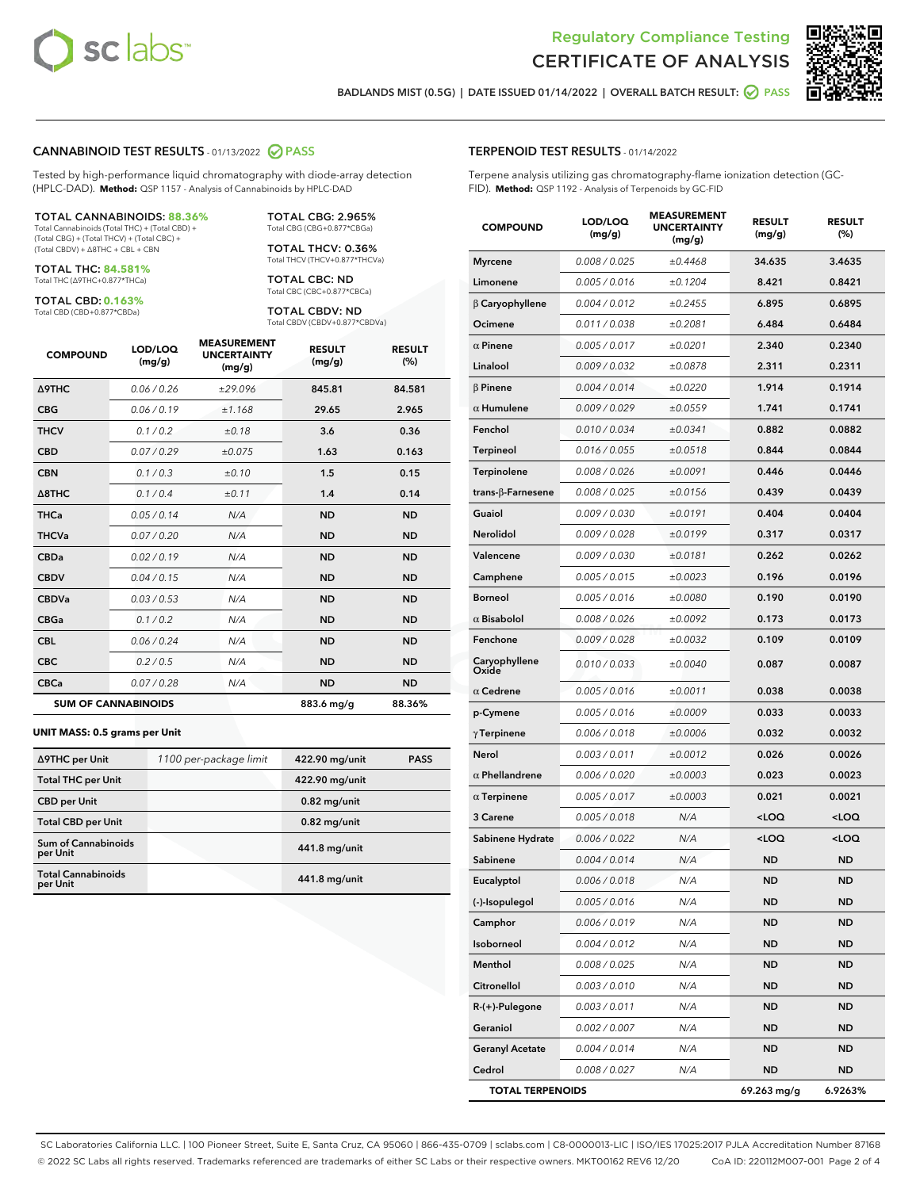# Regulatory Compliance Testing
# CERTIFICATE OF ANALYSIS

BADLANDS MIST (0.5G) | DATE ISSUED 01/14/2022 | OVERALL BATCH RESULT: PASS

## CANNABINOID TEST RESULTS - 01/13/2022 PASS

Tested by high-performance liquid chromatography with diode-array detection (HPLC-DAD). **Method:** QSP 1157 - Analysis of Cannabinoids by HPLC-DAD

**TOTAL CANNABINOIDS: 88.36%**
Total Cannabinoids (Total THC) + (Total CBD) + (Total CBG) + (Total THCV) + (Total CBC) + (Total CBDV) + Δ8THC + CBL + CBN

**TOTAL THC: 84.581%**
Total THC (Δ9THC+0.877*THCa)

**TOTAL CBD: 0.163%**
Total CBD (CBD+0.877*CBDa)

**TOTAL CBG: 2.965%**
Total CBG (CBG+0.877*CBGa)

**TOTAL THCV: 0.36%**
Total THCV (THCV+0.877*THCVa)

**TOTAL CBC: ND**
Total CBC (CBC+0.877*CBCa)

**TOTAL CBDV: ND**
Total CBDV (CBDV+0.877*CBDVa)

| COMPOUND | LOD/LOQ (mg/g) | MEASUREMENT UNCERTAINTY (mg/g) | RESULT (mg/g) | RESULT (%) |
|---|---|---|---|---|
| Δ9THC | 0.06 / 0.26 | ±29.096 | 845.81 | 84.581 |
| CBG | 0.06 / 0.19 | ±1.168 | 29.65 | 2.965 |
| THCV | 0.1 / 0.2 | ±0.18 | 3.6 | 0.36 |
| CBD | 0.07 / 0.29 | ±0.075 | 1.63 | 0.163 |
| CBN | 0.1 / 0.3 | ±0.10 | 1.5 | 0.15 |
| Δ8THC | 0.1 / 0.4 | ±0.11 | 1.4 | 0.14 |
| THCa | 0.05 / 0.14 | N/A | ND | ND |
| THCVa | 0.07 / 0.20 | N/A | ND | ND |
| CBDa | 0.02 / 0.19 | N/A | ND | ND |
| CBDV | 0.04 / 0.15 | N/A | ND | ND |
| CBDVa | 0.03 / 0.53 | N/A | ND | ND |
| CBGa | 0.1 / 0.2 | N/A | ND | ND |
| CBL | 0.06 / 0.24 | N/A | ND | ND |
| CBC | 0.2 / 0.5 | N/A | ND | ND |
| CBCa | 0.07 / 0.28 | N/A | ND | ND |
| **SUM OF CANNABINOIDS** | | | 883.6 mg/g | 88.36% |

**UNIT MASS: 0.5 grams per Unit**

| | | | |
|---|---|---|---|
| Δ9THC per Unit | 1100 per-package limit | 422.90 mg/unit | PASS |
| Total THC per Unit | | 422.90 mg/unit | |
| CBD per Unit | | 0.82 mg/unit | |
| Total CBD per Unit | | 0.82 mg/unit | |
| Sum of Cannabinoids per Unit | | 441.8 mg/unit | |
| Total Cannabinoids per Unit | | 441.8 mg/unit | |

## TERPENOID TEST RESULTS - 01/14/2022

Terpene analysis utilizing gas chromatography-flame ionization detection (GC-FID). **Method:** QSP 1192 - Analysis of Terpenoids by GC-FID

| COMPOUND | LOD/LOQ (mg/g) | MEASUREMENT UNCERTAINTY (mg/g) | RESULT (mg/g) | RESULT (%) |
|---|---|---|---|---|
| Myrcene | 0.008 / 0.025 | ±0.4468 | 34.635 | 3.4635 |
| Limonene | 0.005 / 0.016 | ±0.1204 | 8.421 | 0.8421 |
| β Caryophyllene | 0.004 / 0.012 | ±0.2455 | 6.895 | 0.6895 |
| Ocimene | 0.011 / 0.038 | ±0.2081 | 6.484 | 0.6484 |
| α Pinene | 0.005 / 0.017 | ±0.0201 | 2.340 | 0.2340 |
| Linalool | 0.009 / 0.032 | ±0.0878 | 2.311 | 0.2311 |
| β Pinene | 0.004 / 0.014 | ±0.0220 | 1.914 | 0.1914 |
| α Humulene | 0.009 / 0.029 | ±0.0559 | 1.741 | 0.1741 |
| Fenchol | 0.010 / 0.034 | ±0.0341 | 0.882 | 0.0882 |
| Terpineol | 0.016 / 0.055 | ±0.0518 | 0.844 | 0.0844 |
| Terpinolene | 0.008 / 0.026 | ±0.0091 | 0.446 | 0.0446 |
| trans-β-Farnesene | 0.008 / 0.025 | ±0.0156 | 0.439 | 0.0439 |
| Guaiol | 0.009 / 0.030 | ±0.0191 | 0.404 | 0.0404 |
| Nerolidol | 0.009 / 0.028 | ±0.0199 | 0.317 | 0.0317 |
| Valencene | 0.009 / 0.030 | ±0.0181 | 0.262 | 0.0262 |
| Camphene | 0.005 / 0.015 | ±0.0023 | 0.196 | 0.0196 |
| Borneol | 0.005 / 0.016 | ±0.0080 | 0.190 | 0.0190 |
| α Bisabolol | 0.008 / 0.026 | ±0.0092 | 0.173 | 0.0173 |
| Fenchone | 0.009 / 0.028 | ±0.0032 | 0.109 | 0.0109 |
| Caryophyllene Oxide | 0.010 / 0.033 | ±0.0040 | 0.087 | 0.0087 |
| α Cedrene | 0.005 / 0.016 | ±0.0011 | 0.038 | 0.0038 |
| p-Cymene | 0.005 / 0.016 | ±0.0009 | 0.033 | 0.0033 |
| γ Terpinene | 0.006 / 0.018 | ±0.0006 | 0.032 | 0.0032 |
| Nerol | 0.003 / 0.011 | ±0.0012 | 0.026 | 0.0026 |
| α Phellandrene | 0.006 / 0.020 | ±0.0003 | 0.023 | 0.0023 |
| α Terpinene | 0.005 / 0.017 | ±0.0003 | 0.021 | 0.0021 |
| 3 Carene | 0.005 / 0.018 | N/A | <LOQ | <LOQ |
| Sabinene Hydrate | 0.006 / 0.022 | N/A | <LOQ | <LOQ |
| Sabinene | 0.004 / 0.014 | N/A | ND | ND |
| Eucalyptol | 0.006 / 0.018 | N/A | ND | ND |
| (-)-Isopulegol | 0.005 / 0.016 | N/A | ND | ND |
| Camphor | 0.006 / 0.019 | N/A | ND | ND |
| Isoborneol | 0.004 / 0.012 | N/A | ND | ND |
| Menthol | 0.008 / 0.025 | N/A | ND | ND |
| Citronellol | 0.003 / 0.010 | N/A | ND | ND |
| R-(+)-Pulegone | 0.003 / 0.011 | N/A | ND | ND |
| Geraniol | 0.002 / 0.007 | N/A | ND | ND |
| Geranyl Acetate | 0.004 / 0.014 | N/A | ND | ND |
| Cedrol | 0.008 / 0.027 | N/A | ND | ND |
| **TOTAL TERPENOIDS** | | | 69.263 mg/g | 6.9263% |

SC Laboratories California LLC. | 100 Pioneer Street, Suite E, Santa Cruz, CA 95060 | 866-435-0709 | sclabs.com | C8-0000013-LIC | ISO/IES 17025:2017 PJLA Accreditation Number 87168
© 2022 SC Labs all rights reserved. Trademarks referenced are trademarks of either SC Labs or their respective owners. MKT00162 REV6 12/20 CoA ID: 220112M007-001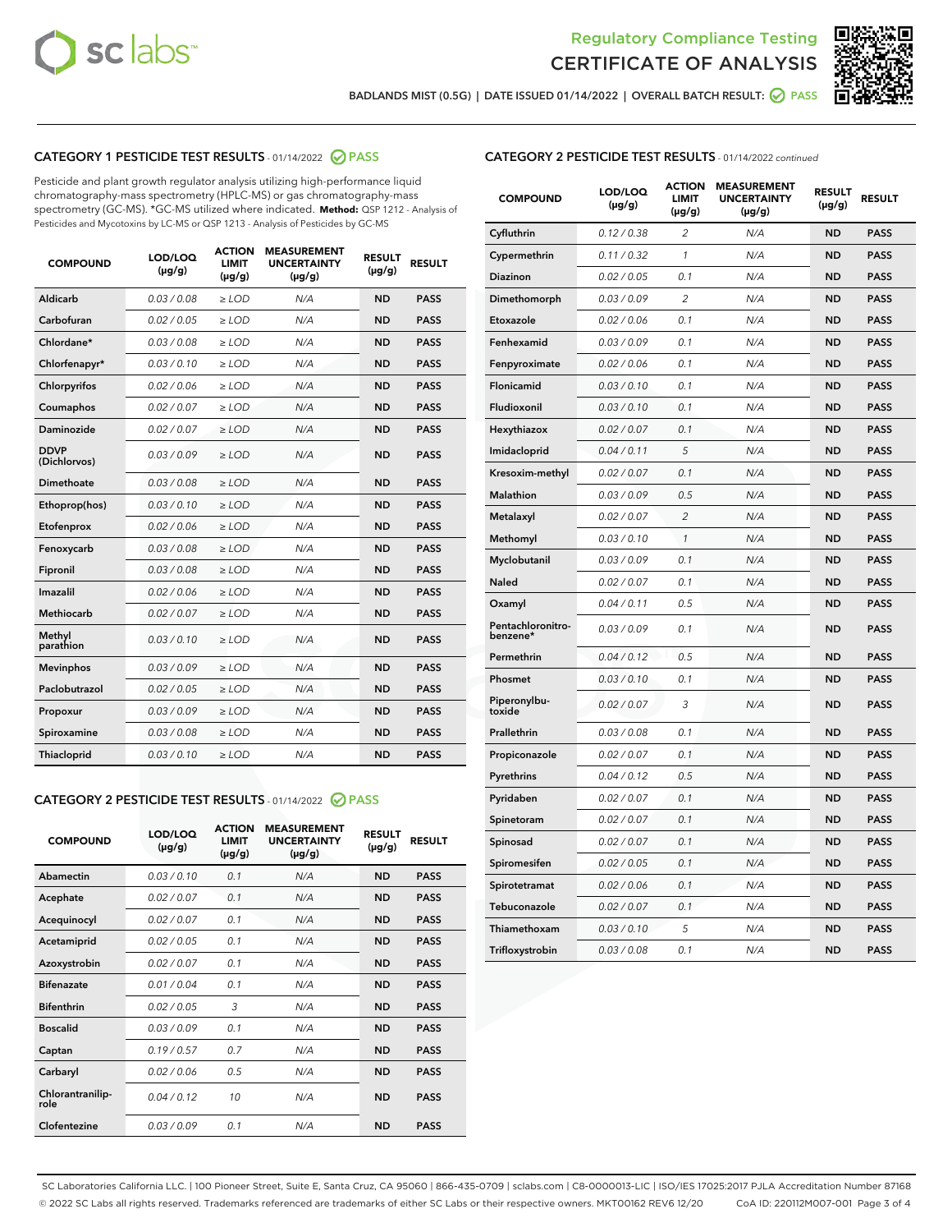BADLANDS MIST (0.5G) | DATE ISSUED 01/14/2022 | OVERALL BATCH RESULT: PASS

## CATEGORY 1 PESTICIDE TEST RESULTS - 01/14/2022 PASS

Pesticide and plant growth regulator analysis utilizing high-performance liquid chromatography-mass spectrometry (HPLC-MS) or gas chromatography-mass spectrometry (GC-MS). *GC-MS utilized where indicated. **Method:** QSP 1212 - Analysis of Pesticides and Mycotoxins by LC-MS or QSP 1213 - Analysis of Pesticides by GC-MS

| COMPOUND | LOD/LOQ (µg/g) | ACTION LIMIT (µg/g) | MEASUREMENT UNCERTAINTY (µg/g) | RESULT (µg/g) | RESULT |
|---|---|---|---|---|---|
| Aldicarb | 0.03 / 0.08 | ≥ LOD | N/A | ND | PASS |
| Carbofuran | 0.02 / 0.05 | ≥ LOD | N/A | ND | PASS |
| Chlordane* | 0.03 / 0.08 | ≥ LOD | N/A | ND | PASS |
| Chlorfenapyr* | 0.03 / 0.10 | ≥ LOD | N/A | ND | PASS |
| Chlorpyrifos | 0.02 / 0.06 | ≥ LOD | N/A | ND | PASS |
| Coumaphos | 0.02 / 0.07 | ≥ LOD | N/A | ND | PASS |
| Daminozide | 0.02 / 0.07 | ≥ LOD | N/A | ND | PASS |
| DDVP (Dichlorvos) | 0.03 / 0.09 | ≥ LOD | N/A | ND | PASS |
| Dimethoate | 0.03 / 0.08 | ≥ LOD | N/A | ND | PASS |
| Ethoprop(hos) | 0.03 / 0.10 | ≥ LOD | N/A | ND | PASS |
| Etofenprox | 0.02 / 0.06 | ≥ LOD | N/A | ND | PASS |
| Fenoxycarb | 0.03 / 0.08 | ≥ LOD | N/A | ND | PASS |
| Fipronil | 0.03 / 0.08 | ≥ LOD | N/A | ND | PASS |
| Imazalil | 0.02 / 0.06 | ≥ LOD | N/A | ND | PASS |
| Methiocarb | 0.02 / 0.07 | ≥ LOD | N/A | ND | PASS |
| Methyl parathion | 0.03 / 0.10 | ≥ LOD | N/A | ND | PASS |
| Mevinphos | 0.03 / 0.09 | ≥ LOD | N/A | ND | PASS |
| Paclobutrazol | 0.02 / 0.05 | ≥ LOD | N/A | ND | PASS |
| Propoxur | 0.03 / 0.09 | ≥ LOD | N/A | ND | PASS |
| Spiroxamine | 0.03 / 0.08 | ≥ LOD | N/A | ND | PASS |
| Thiacloprid | 0.03 / 0.10 | ≥ LOD | N/A | ND | PASS |

## CATEGORY 2 PESTICIDE TEST RESULTS - 01/14/2022 PASS

| COMPOUND | LOD/LOQ (µg/g) | ACTION LIMIT (µg/g) | MEASUREMENT UNCERTAINTY (µg/g) | RESULT (µg/g) | RESULT |
|---|---|---|---|---|---|
| Abamectin | 0.03 / 0.10 | 0.1 | N/A | ND | PASS |
| Acephate | 0.02 / 0.07 | 0.1 | N/A | ND | PASS |
| Acequinocyl | 0.02 / 0.07 | 0.1 | N/A | ND | PASS |
| Acetamiprid | 0.02 / 0.05 | 0.1 | N/A | ND | PASS |
| Azoxystrobin | 0.02 / 0.07 | 0.1 | N/A | ND | PASS |
| Bifenazate | 0.01 / 0.04 | 0.1 | N/A | ND | PASS |
| Bifenthrin | 0.02 / 0.05 | 3 | N/A | ND | PASS |
| Boscalid | 0.03 / 0.09 | 0.1 | N/A | ND | PASS |
| Captan | 0.19 / 0.57 | 0.7 | N/A | ND | PASS |
| Carbaryl | 0.02 / 0.06 | 0.5 | N/A | ND | PASS |
| Chlorantraniliprole | 0.04 / 0.12 | 10 | N/A | ND | PASS |
| Clofentezine | 0.03 / 0.09 | 0.1 | N/A | ND | PASS |
| Cyfluthrin | 0.12 / 0.38 | 2 | N/A | ND | PASS |
| Cypermethrin | 0.11 / 0.32 | 1 | N/A | ND | PASS |
| Diazinon | 0.02 / 0.05 | 0.1 | N/A | ND | PASS |
| Dimethomorph | 0.03 / 0.09 | 2 | N/A | ND | PASS |
| Etoxazole | 0.02 / 0.06 | 0.1 | N/A | ND | PASS |
| Fenhexamid | 0.03 / 0.09 | 0.1 | N/A | ND | PASS |
| Fenpyroximate | 0.02 / 0.06 | 0.1 | N/A | ND | PASS |
| Flonicamid | 0.03 / 0.10 | 0.1 | N/A | ND | PASS |
| Fludioxonil | 0.03 / 0.10 | 0.1 | N/A | ND | PASS |
| Hexythiazox | 0.02 / 0.07 | 0.1 | N/A | ND | PASS |
| Imidacloprid | 0.04 / 0.11 | 5 | N/A | ND | PASS |
| Kresoxim-methyl | 0.02 / 0.07 | 0.1 | N/A | ND | PASS |
| Malathion | 0.03 / 0.09 | 0.5 | N/A | ND | PASS |
| Metalaxyl | 0.02 / 0.07 | 2 | N/A | ND | PASS |
| Methomyl | 0.03 / 0.10 | 1 | N/A | ND | PASS |
| Myclobutanil | 0.03 / 0.09 | 0.1 | N/A | ND | PASS |
| Naled | 0.02 / 0.07 | 0.1 | N/A | ND | PASS |
| Oxamyl | 0.04 / 0.11 | 0.5 | N/A | ND | PASS |
| Pentachloronitrobenzene* | 0.03 / 0.09 | 0.1 | N/A | ND | PASS |
| Permethrin | 0.04 / 0.12 | 0.5 | N/A | ND | PASS |
| Phosmet | 0.03 / 0.10 | 0.1 | N/A | ND | PASS |
| Piperonylbutoxide | 0.02 / 0.07 | 3 | N/A | ND | PASS |
| Prallethrin | 0.03 / 0.08 | 0.1 | N/A | ND | PASS |
| Propiconazole | 0.02 / 0.07 | 0.1 | N/A | ND | PASS |
| Pyrethrins | 0.04 / 0.12 | 0.5 | N/A | ND | PASS |
| Pyridaben | 0.02 / 0.07 | 0.1 | N/A | ND | PASS |
| Spinetoram | 0.02 / 0.07 | 0.1 | N/A | ND | PASS |
| Spinosad | 0.02 / 0.07 | 0.1 | N/A | ND | PASS |
| Spiromesifen | 0.02 / 0.05 | 0.1 | N/A | ND | PASS |
| Spirotetramat | 0.02 / 0.06 | 0.1 | N/A | ND | PASS |
| Tebuconazole | 0.02 / 0.07 | 0.1 | N/A | ND | PASS |
| Thiamethoxam | 0.03 / 0.10 | 5 | N/A | ND | PASS |
| Trifloxystrobin | 0.03 / 0.08 | 0.1 | N/A | ND | PASS |

SC Laboratories California LLC. | 100 Pioneer Street, Suite E, Santa Cruz, CA 95060 | 866-435-0709 | sclabs.com | C8-0000013-LIC | ISO/IES 17025:2017 PJLA Accreditation Number 87168
© 2022 SC Labs all rights reserved. Trademarks referenced are trademarks of either SC Labs or their respective owners. MKT00162 REV6 12/20 CoA ID: 220112M007-001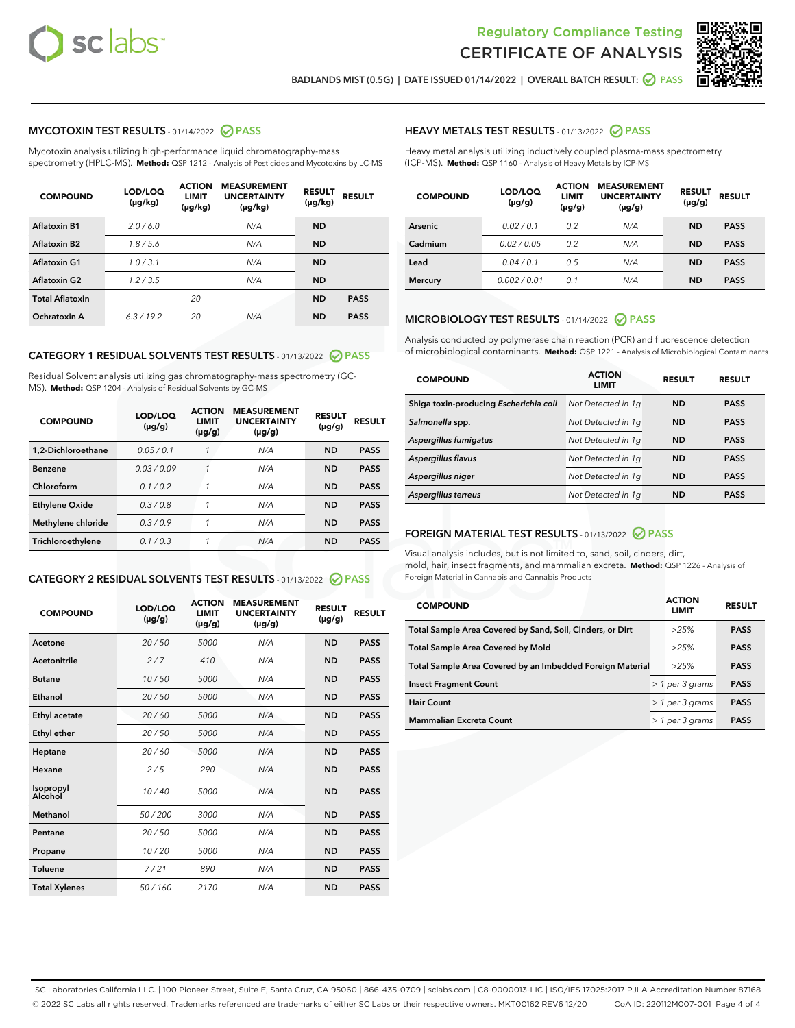Regulatory Compliance Testing
# CERTIFICATE OF ANALYSIS

BADLANDS MIST (0.5G) | DATE ISSUED 01/14/2022 | OVERALL BATCH RESULT: PASS

## MYCOTOXIN TEST RESULTS - 01/14/2022 PASS

Mycotoxin analysis utilizing high-performance liquid chromatography-mass spectrometry (HPLC-MS). **Method:** QSP 1212 - Analysis of Pesticides and Mycotoxins by LC-MS

| COMPOUND | LOD/LOQ (µg/kg) | ACTION LIMIT (µg/kg) | MEASUREMENT UNCERTAINTY (µg/kg) | RESULT (µg/kg) | RESULT |
|---|---|---|---|---|---|
| Aflatoxin B1 | 2.0 / 6.0 | | N/A | ND | |
| Aflatoxin B2 | 1.8 / 5.6 | | N/A | ND | |
| Aflatoxin G1 | 1.0 / 3.1 | | N/A | ND | |
| Aflatoxin G2 | 1.2 / 3.5 | | N/A | ND | |
| Total Aflatoxin | | 20 | | ND | PASS |
| Ochratoxin A | 6.3 / 19.2 | 20 | N/A | ND | PASS |

## CATEGORY 1 RESIDUAL SOLVENTS TEST RESULTS - 01/13/2022 PASS

Residual Solvent analysis utilizing gas chromatography-mass spectrometry (GC-MS). **Method:** QSP 1204 - Analysis of Residual Solvents by GC-MS

| COMPOUND | LOD/LOQ (µg/g) | ACTION LIMIT (µg/g) | MEASUREMENT UNCERTAINTY (µg/g) | RESULT (µg/g) | RESULT |
|---|---|---|---|---|---|
| 1,2-Dichloroethane | 0.05 / 0.1 | 1 | N/A | ND | PASS |
| Benzene | 0.03 / 0.09 | 1 | N/A | ND | PASS |
| Chloroform | 0.1 / 0.2 | 1 | N/A | ND | PASS |
| Ethylene Oxide | 0.3 / 0.8 | 1 | N/A | ND | PASS |
| Methylene chloride | 0.3 / 0.9 | 1 | N/A | ND | PASS |
| Trichloroethylene | 0.1 / 0.3 | 1 | N/A | ND | PASS |

## CATEGORY 2 RESIDUAL SOLVENTS TEST RESULTS - 01/13/2022 PASS

| COMPOUND | LOD/LOQ (µg/g) | ACTION LIMIT (µg/g) | MEASUREMENT UNCERTAINTY (µg/g) | RESULT (µg/g) | RESULT |
|---|---|---|---|---|---|
| Acetone | 20 / 50 | 5000 | N/A | ND | PASS |
| Acetonitrile | 2 / 7 | 410 | N/A | ND | PASS |
| Butane | 10 / 50 | 5000 | N/A | ND | PASS |
| Ethanol | 20 / 50 | 5000 | N/A | ND | PASS |
| Ethyl acetate | 20 / 60 | 5000 | N/A | ND | PASS |
| Ethyl ether | 20 / 50 | 5000 | N/A | ND | PASS |
| Heptane | 20 / 60 | 5000 | N/A | ND | PASS |
| Hexane | 2 / 5 | 290 | N/A | ND | PASS |
| Isopropyl Alcohol | 10 / 40 | 5000 | N/A | ND | PASS |
| Methanol | 50 / 200 | 3000 | N/A | ND | PASS |
| Pentane | 20 / 50 | 5000 | N/A | ND | PASS |
| Propane | 10 / 20 | 5000 | N/A | ND | PASS |
| Toluene | 7 / 21 | 890 | N/A | ND | PASS |
| Total Xylenes | 50 / 160 | 2170 | N/A | ND | PASS |

## HEAVY METALS TEST RESULTS - 01/13/2022 PASS

Heavy metal analysis utilizing inductively coupled plasma-mass spectrometry (ICP-MS). **Method:** QSP 1160 - Analysis of Heavy Metals by ICP-MS

| COMPOUND | LOD/LOQ (µg/g) | ACTION LIMIT (µg/g) | MEASUREMENT UNCERTAINTY (µg/g) | RESULT (µg/g) | RESULT |
|---|---|---|---|---|---|
| Arsenic | 0.02 / 0.1 | 0.2 | N/A | ND | PASS |
| Cadmium | 0.02 / 0.05 | 0.2 | N/A | ND | PASS |
| Lead | 0.04 / 0.1 | 0.5 | N/A | ND | PASS |
| Mercury | 0.002 / 0.01 | 0.1 | N/A | ND | PASS |

## MICROBIOLOGY TEST RESULTS - 01/14/2022 PASS

Analysis conducted by polymerase chain reaction (PCR) and fluorescence detection of microbiological contaminants. **Method:** QSP 1221 - Analysis of Microbiological Contaminants

| COMPOUND | ACTION LIMIT | RESULT | RESULT |
|---|---|---|---|
| Shiga toxin-producing *Escherichia coli* | Not Detected in 1g | ND | PASS |
| *Salmonella* spp. | Not Detected in 1g | ND | PASS |
| *Aspergillus fumigatus* | Not Detected in 1g | ND | PASS |
| *Aspergillus flavus* | Not Detected in 1g | ND | PASS |
| *Aspergillus niger* | Not Detected in 1g | ND | PASS |
| *Aspergillus terreus* | Not Detected in 1g | ND | PASS |

## FOREIGN MATERIAL TEST RESULTS - 01/13/2022 PASS

Visual analysis includes, but is not limited to, sand, soil, cinders, dirt, mold, hair, insect fragments, and mammalian excreta. **Method:** QSP 1226 - Analysis of Foreign Material in Cannabis and Cannabis Products

| COMPOUND | ACTION LIMIT | RESULT |
|---|---|---|
| Total Sample Area Covered by Sand, Soil, Cinders, or Dirt | >25% | PASS |
| Total Sample Area Covered by Mold | >25% | PASS |
| Total Sample Area Covered by an Imbedded Foreign Material | >25% | PASS |
| Insect Fragment Count | > 1 per 3 grams | PASS |
| Hair Count | > 1 per 3 grams | PASS |
| Mammalian Excreta Count | > 1 per 3 grams | PASS |

SC Laboratories California LLC. | 100 Pioneer Street, Suite E, Santa Cruz, CA 95060 | 866-435-0709 | sclabs.com | C8-0000013-LIC | ISO/IES 17025:2017 PJLA Accreditation Number 87168
© 2022 SC Labs all rights reserved. Trademarks referenced are trademarks of either SC Labs or their respective owners. MKT00162 REV6 12/20 CoA ID: 220112M007-001